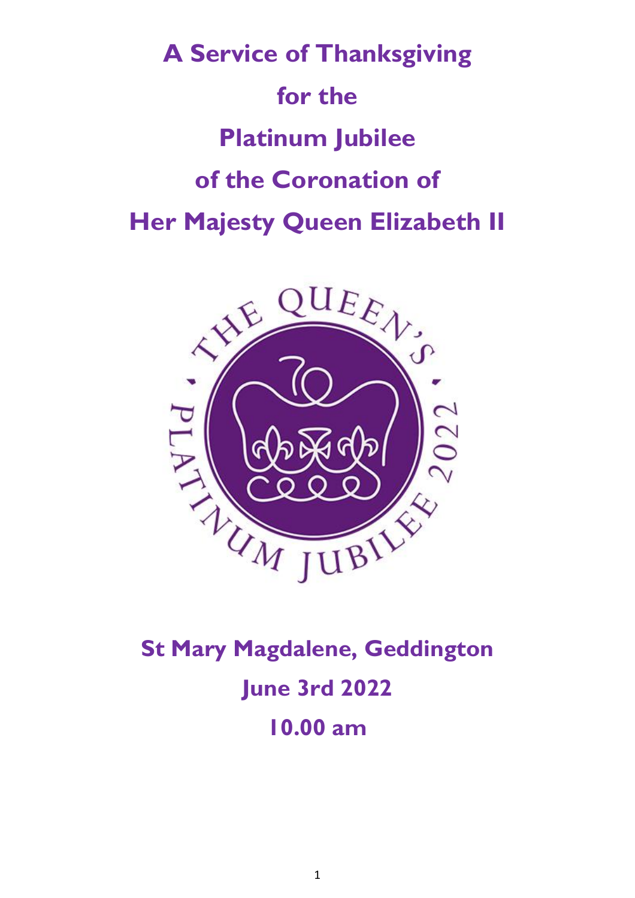# A Service of Thanksgiving for the Platinum Jubilee of the Coronation of Her Majesty Queen Elizabeth II

**St Mary Magdalene, Geddington**

**June 3rd 2022**

**10.00 am**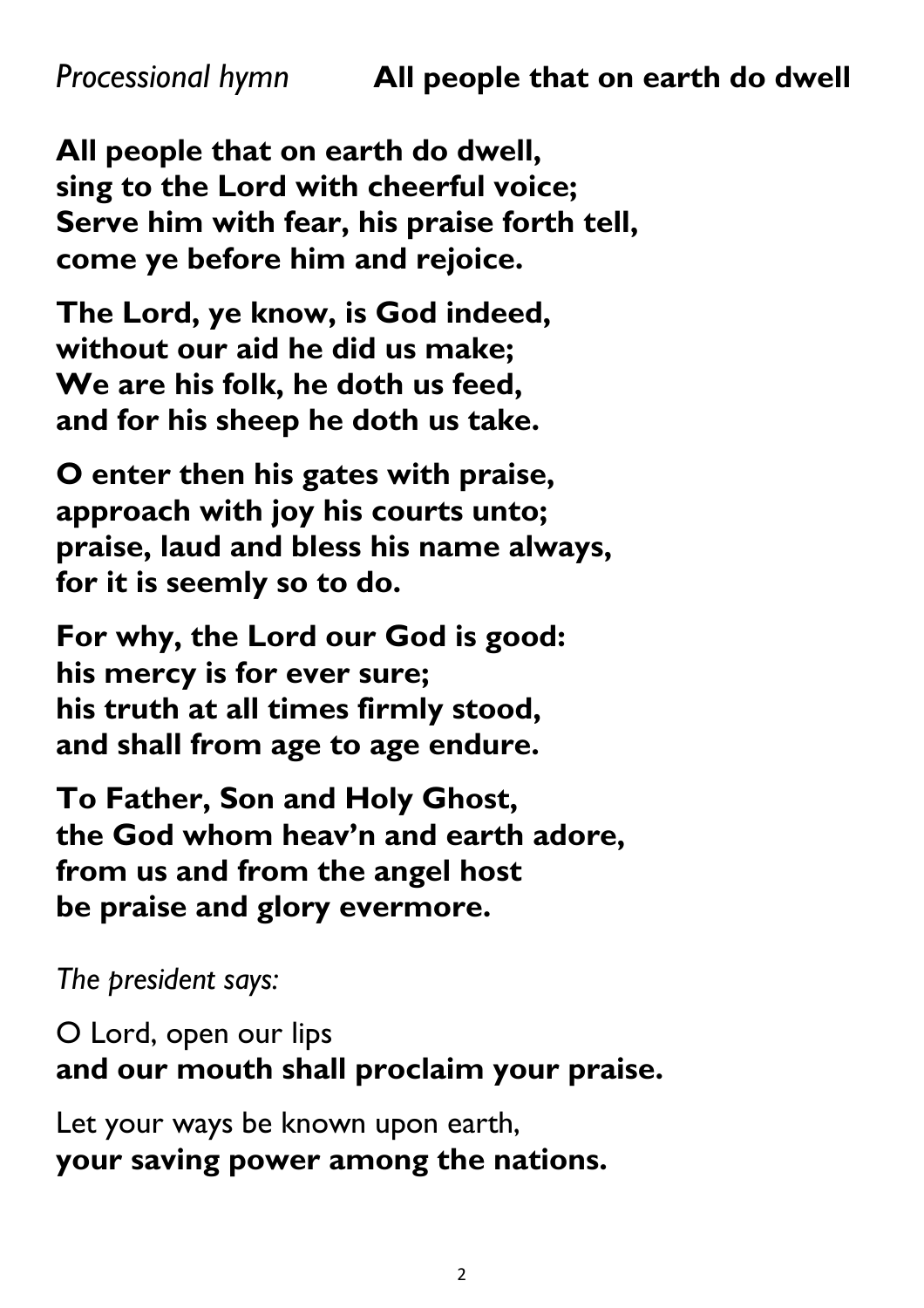*Processional hymn* **All people that on earth do dwell**

**All people that on earth do dwell,**
**sing to the Lord with cheerful voice;**
**Serve him with fear, his praise forth tell,**
**come ye before him and rejoice.**

**The Lord, ye know, is God indeed,**
**without our aid he did us make;**
**We are his folk, he doth us feed,**
**and for his sheep he doth us take.**

**O enter then his gates with praise,**
**approach with joy his courts unto;**
**praise, laud and bless his name always,**
**for it is seemly so to do.**

**For why, the Lord our God is good:**
**his mercy is for ever sure;**
**his truth at all times firmly stood,**
**and shall from age to age endure.**

**To Father, Son and Holy Ghost,**
**the God whom heav'n and earth adore,**
**from us and from the angel host**
**be praise and glory evermore.**

*The president says:*

O Lord, open our lips
**and our mouth shall proclaim your praise.**

Let your ways be known upon earth,
**your saving power among the nations.**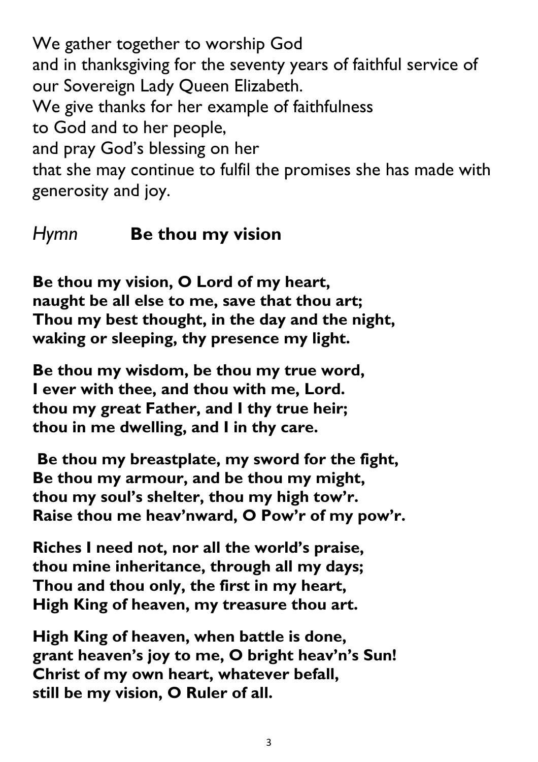We gather together to worship God
and in thanksgiving for the seventy years of faithful service of our Sovereign Lady Queen Elizabeth.
We give thanks for her example of faithfulness
to God and to her people,
and pray God's blessing on her
that she may continue to fulfil the promises she has made with generosity and joy.

*Hymn* **Be thou my vision**

**Be thou my vision, O Lord of my heart,
naught be all else to me, save that thou art;
Thou my best thought, in the day and the night,
waking or sleeping, thy presence my light.**

**Be thou my wisdom, be thou my true word,
I ever with thee, and thou with me, Lord.
thou my great Father, and I thy true heir;
thou in me dwelling, and I in thy care.**

**Be thou my breastplate, my sword for the fight,
Be thou my armour, and be thou my might,
thou my soul's shelter, thou my high tow'r.
Raise thou me heav'nward, O Pow'r of my pow'r.**

**Riches I need not, nor all the world's praise,
thou mine inheritance, through all my days;
Thou and thou only, the first in my heart,
High King of heaven, my treasure thou art.**

**High King of heaven, when battle is done,
grant heaven's joy to me, O bright heav'n's Sun!
Christ of my own heart, whatever befall,
still be my vision, O Ruler of all.**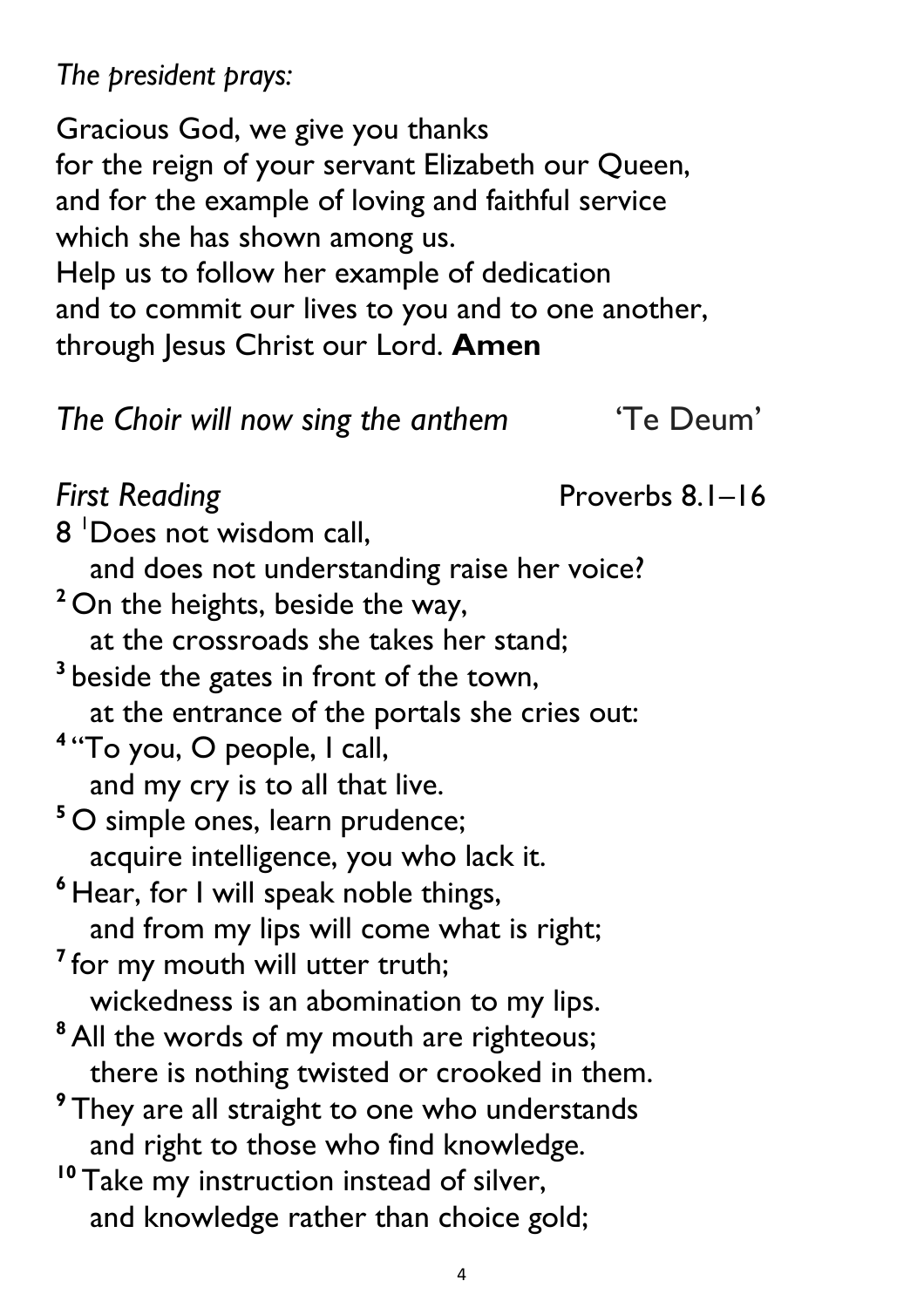*The president prays:*

Gracious God, we give you thanks
for the reign of your servant Elizabeth our Queen,
and for the example of loving and faithful service
which she has shown among us.
Help us to follow her example of dedication
and to commit our lives to you and to one another,
through Jesus Christ our Lord. **Amen**

*The Choir will now sing the anthem* 'Te Deum'

*First Reading* Proverbs 8.1–16

8 [1]Does not wisdom call,
and does not understanding raise her voice?
**2** On the heights, beside the way,
at the crossroads she takes her stand;
**3** beside the gates in front of the town,
at the entrance of the portals she cries out:
**4** "To you, O people, I call,
and my cry is to all that live.
**5** O simple ones, learn prudence;
acquire intelligence, you who lack it.
**6** Hear, for I will speak noble things,
and from my lips will come what is right;
**7** for my mouth will utter truth;
wickedness is an abomination to my lips.
**8** All the words of my mouth are righteous;
there is nothing twisted or crooked in them.
**9** They are all straight to one who understands
and right to those who find knowledge.
**10** Take my instruction instead of silver,
and knowledge rather than choice gold;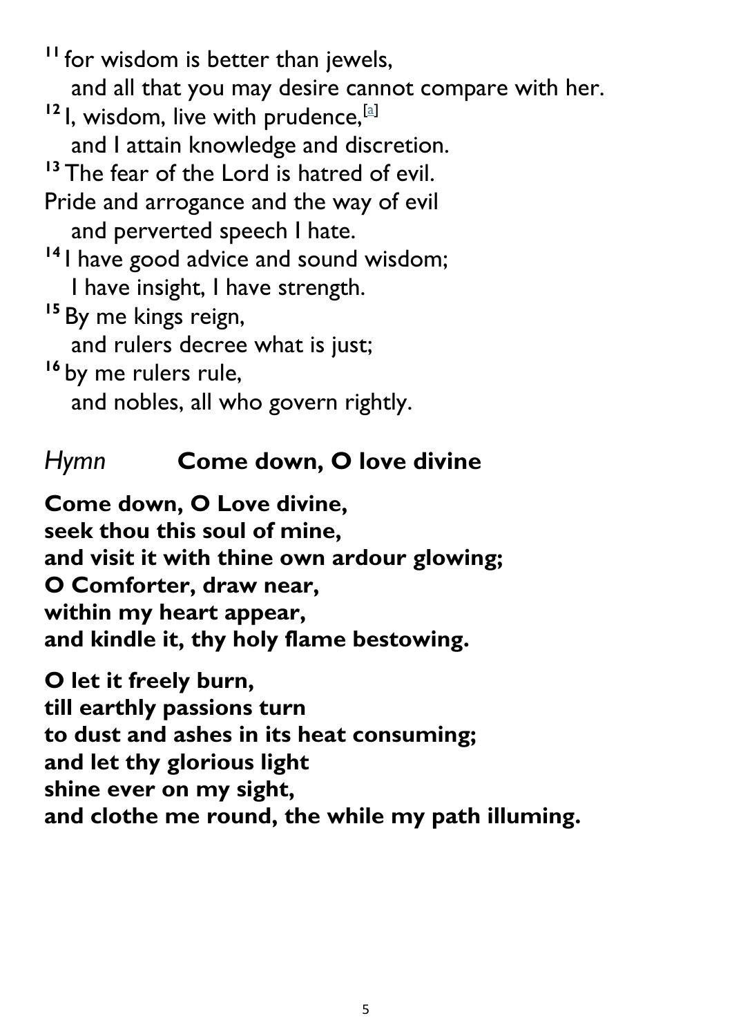[11] for wisdom is better than jewels,
  and all that you may desire cannot compare with her.
[12] I, wisdom, live with prudence,[a]
  and I attain knowledge and discretion.
[13] The fear of the Lord is hatred of evil.
Pride and arrogance and the way of evil
  and perverted speech I hate.
[14] I have good advice and sound wisdom;
  I have insight, I have strength.
[15] By me kings reign,
  and rulers decree what is just;
[16] by me rulers rule,
  and nobles, all who govern rightly.

## *Hymn* **Come down, O love divine**

**Come down, O Love divine,**
**seek thou this soul of mine,**
**and visit it with thine own ardour glowing;**
**O Comforter, draw near,**
**within my heart appear,**
**and kindle it, thy holy flame bestowing.**

**O let it freely burn,**
**till earthly passions turn**
**to dust and ashes in its heat consuming;**
**and let thy glorious light**
**shine ever on my sight,**
**and clothe me round, the while my path illuming.**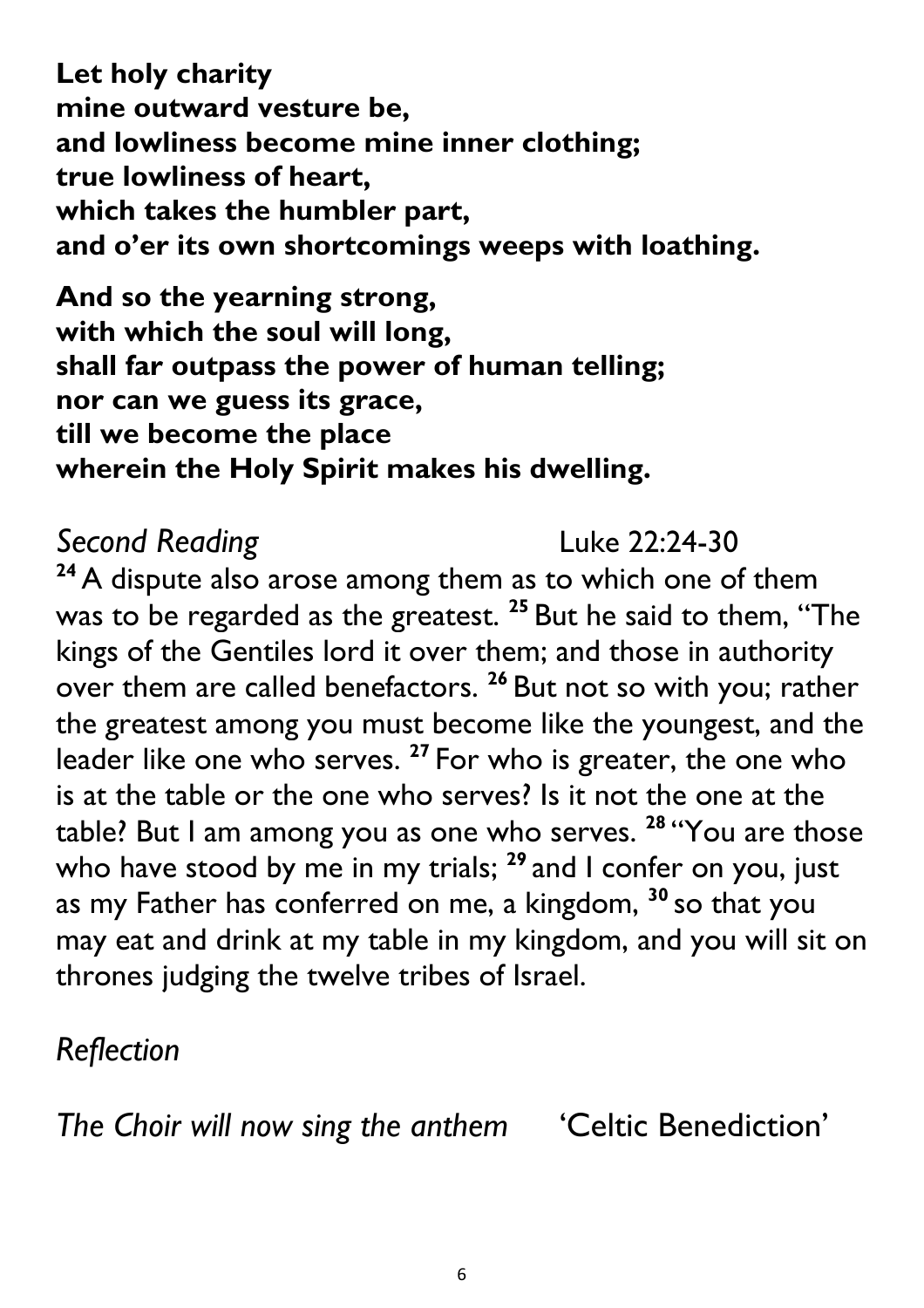**Let holy charity**
**mine outward vesture be,**
**and lowliness become mine inner clothing;**
**true lowliness of heart,**
**which takes the humbler part,**
**and o'er its own shortcomings weeps with loathing.**

**And so the yearning strong,**
**with which the soul will long,**
**shall far outpass the power of human telling;**
**nor can we guess its grace,**
**till we become the place**
**wherein the Holy Spirit makes his dwelling.**

*Second Reading* Luke 22:24-30

[24] A dispute also arose among them as to which one of them was to be regarded as the greatest. [25] But he said to them, "The kings of the Gentiles lord it over them; and those in authority over them are called benefactors. [26] But not so with you; rather the greatest among you must become like the youngest, and the leader like one who serves. [27] For who is greater, the one who is at the table or the one who serves? Is it not the one at the table? But I am among you as one who serves. [28] "You are those who have stood by me in my trials; [29] and I confer on you, just as my Father has conferred on me, a kingdom, [30] so that you may eat and drink at my table in my kingdom, and you will sit on thrones judging the twelve tribes of Israel.

*Reflection*

*The Choir will now sing the anthem* 'Celtic Benediction'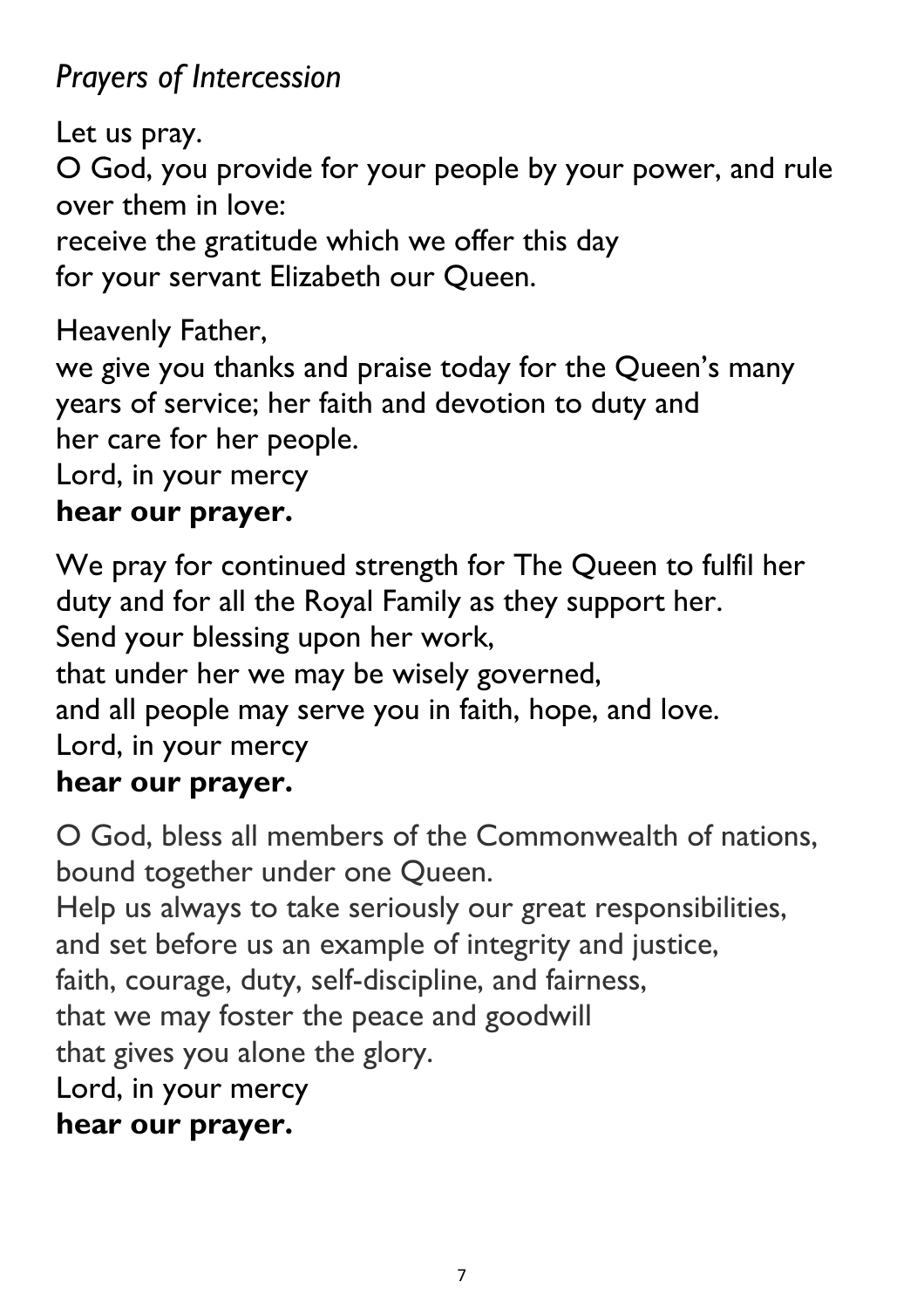*Prayers of Intercession*

Let us pray.
O God, you provide for your people by your power, and rule over them in love:
receive the gratitude which we offer this day
for your servant Elizabeth our Queen.

Heavenly Father,
we give you thanks and praise today for the Queen's many years of service; her faith and devotion to duty and
her care for her people.
Lord, in your mercy
**hear our prayer.**

We pray for continued strength for The Queen to fulfil her duty and for all the Royal Family as they support her.
Send your blessing upon her work,
that under her we may be wisely governed,
and all people may serve you in faith, hope, and love.
Lord, in your mercy
**hear our prayer.**

O God, bless all members of the Commonwealth of nations, bound together under one Queen.
Help us always to take seriously our great responsibilities,
and set before us an example of integrity and justice,
faith, courage, duty, self-discipline, and fairness,
that we may foster the peace and goodwill
that gives you alone the glory.
Lord, in your mercy
**hear our prayer.**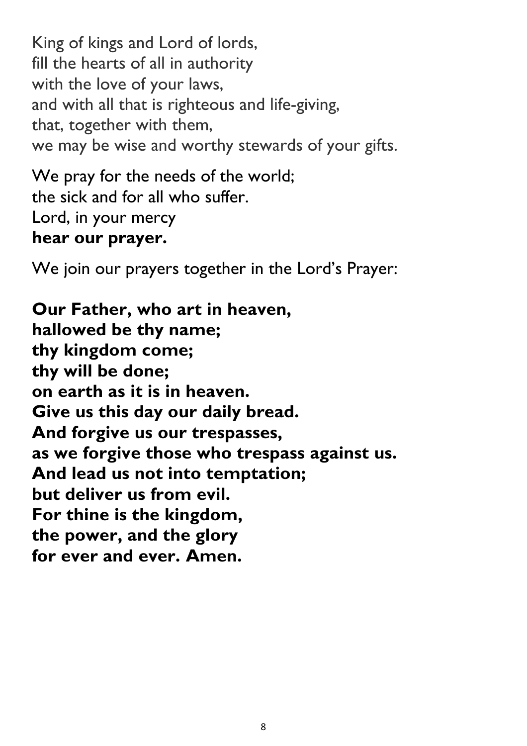King of kings and Lord of lords,
fill the hearts of all in authority
with the love of your laws,
and with all that is righteous and life-giving,
that, together with them,
we may be wise and worthy stewards of your gifts.

We pray for the needs of the world;
the sick and for all who suffer.
Lord, in your mercy
**hear our prayer.**

We join our prayers together in the Lord's Prayer:

**Our Father, who art in heaven,**
**hallowed be thy name;**
**thy kingdom come;**
**thy will be done;**
**on earth as it is in heaven.**
**Give us this day our daily bread.**
**And forgive us our trespasses,**
**as we forgive those who trespass against us.**
**And lead us not into temptation;**
**but deliver us from evil.**
**For thine is the kingdom,**
**the power, and the glory**
**for ever and ever. Amen.**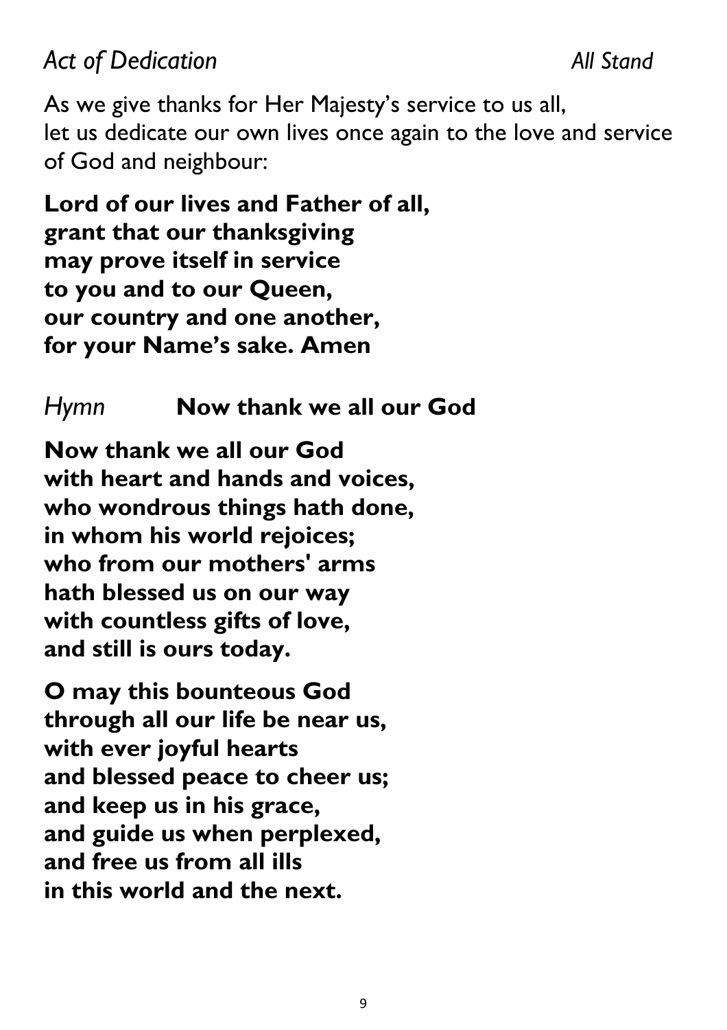*Act of Dedication* *All Stand*

As we give thanks for Her Majesty's service to us all,
let us dedicate our own lives once again to the love and service of God and neighbour:

**Lord of our lives and Father of all,
grant that our thanksgiving
may prove itself in service
to you and to our Queen,
our country and one another,
for your Name's sake. Amen**

*Hymn* **Now thank we all our God**

**Now thank we all our God
with heart and hands and voices,
who wondrous things hath done,
in whom his world rejoices;
who from our mothers' arms
hath blessed us on our way
with countless gifts of love,
and still is ours today.**

**O may this bounteous God
through all our life be near us,
with ever joyful hearts
and blessed peace to cheer us;
and keep us in his grace,
and guide us when perplexed,
and free us from all ills
in this world and the next.**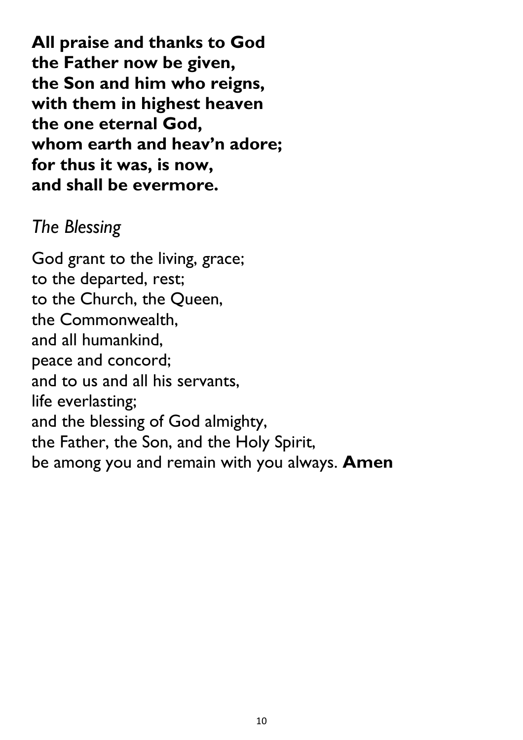**All praise and thanks to God**
**the Father now be given,**
**the Son and him who reigns,**
**with them in highest heaven**
**the one eternal God,**
**whom earth and heav'n adore;**
**for thus it was, is now,**
**and shall be evermore.**

*The Blessing*

God grant to the living, grace;
to the departed, rest;
to the Church, the Queen,
the Commonwealth,
and all humankind,
peace and concord;
and to us and all his servants,
life everlasting;
and the blessing of God almighty,
the Father, the Son, and the Holy Spirit,
be among you and remain with you always. **Amen**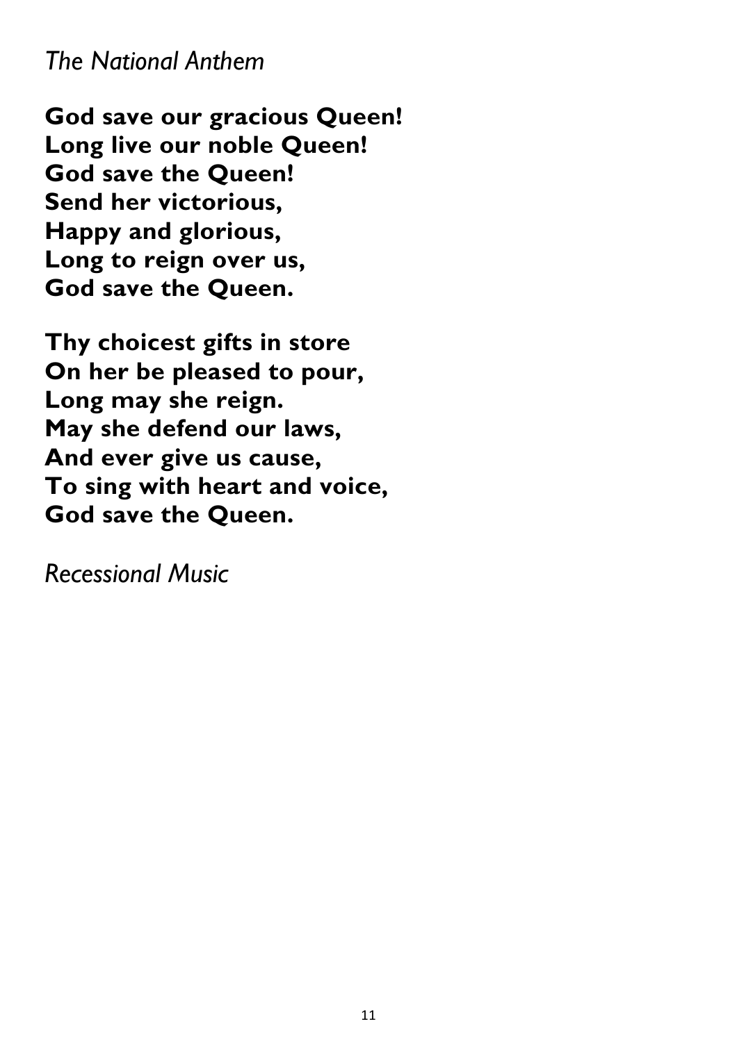*The National Anthem*

**God save our gracious Queen!**
**Long live our noble Queen!**
**God save the Queen!**
**Send her victorious,**
**Happy and glorious,**
**Long to reign over us,**
**God save the Queen.**

**Thy choicest gifts in store**
**On her be pleased to pour,**
**Long may she reign.**
**May she defend our laws,**
**And ever give us cause,**
**To sing with heart and voice,**
**God save the Queen.**

*Recessional Music*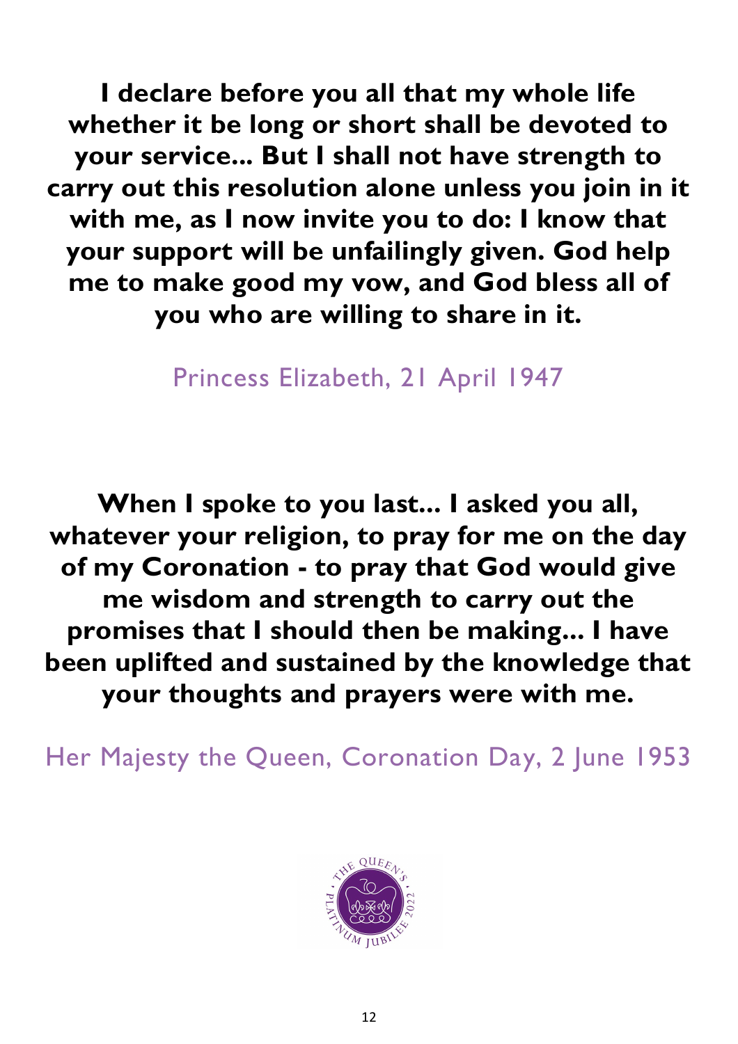**I declare before you all that my whole life whether it be long or short shall be devoted to your service... But I shall not have strength to carry out this resolution alone unless you join in it with me, as I now invite you to do: I know that your support will be unfailingly given. God help me to make good my vow, and God bless all of you who are willing to share in it.**

Princess Elizabeth, 21 April 1947

**When I spoke to you last... I asked you all, whatever your religion, to pray for me on the day of my Coronation - to pray that God would give me wisdom and strength to carry out the promises that I should then be making... I have been uplifted and sustained by the knowledge that your thoughts and prayers were with me.**

Her Majesty the Queen, Coronation Day, 2 June 1953